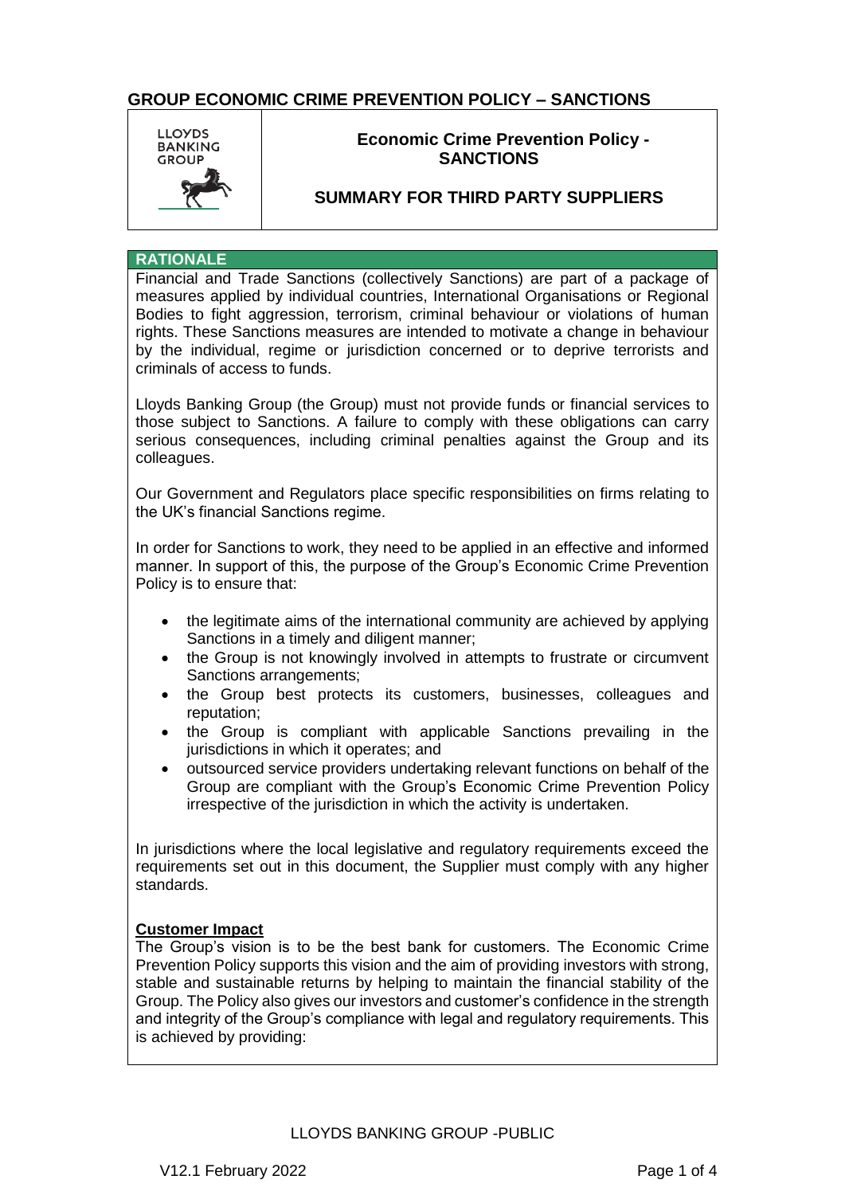# GROUP ECONOMIC CRIME PREVENTION POLICY – SANCTIONS

LLOYDS BANKING GROUP

**Economic Crime Prevention Policy - SANCTIONS**

**SUMMARY FOR THIRD PARTY SUPPLIERS**

## RATIONALE

Financial and Trade Sanctions (collectively Sanctions) are part of a package of measures applied by individual countries, International Organisations or Regional Bodies to fight aggression, terrorism, criminal behaviour or violations of human rights. These Sanctions measures are intended to motivate a change in behaviour by the individual, regime or jurisdiction concerned or to deprive terrorists and criminals of access to funds.

Lloyds Banking Group (the Group) must not provide funds or financial services to those subject to Sanctions. A failure to comply with these obligations can carry serious consequences, including criminal penalties against the Group and its colleagues.

Our Government and Regulators place specific responsibilities on firms relating to the UK's financial Sanctions regime.

In order for Sanctions to work, they need to be applied in an effective and informed manner. In support of this, the purpose of the Group's Economic Crime Prevention Policy is to ensure that:

- the legitimate aims of the international community are achieved by applying Sanctions in a timely and diligent manner;
- the Group is not knowingly involved in attempts to frustrate or circumvent Sanctions arrangements;
- the Group best protects its customers, businesses, colleagues and reputation;
- the Group is compliant with applicable Sanctions prevailing in the jurisdictions in which it operates; and
- outsourced service providers undertaking relevant functions on behalf of the Group are compliant with the Group's Economic Crime Prevention Policy irrespective of the jurisdiction in which the activity is undertaken.

In jurisdictions where the local legislative and regulatory requirements exceed the requirements set out in this document, the Supplier must comply with any higher standards.

**Customer Impact**

The Group's vision is to be the best bank for customers. The Economic Crime Prevention Policy supports this vision and the aim of providing investors with strong, stable and sustainable returns by helping to maintain the financial stability of the Group. The Policy also gives our investors and customer's confidence in the strength and integrity of the Group's compliance with legal and regulatory requirements. This is achieved by providing: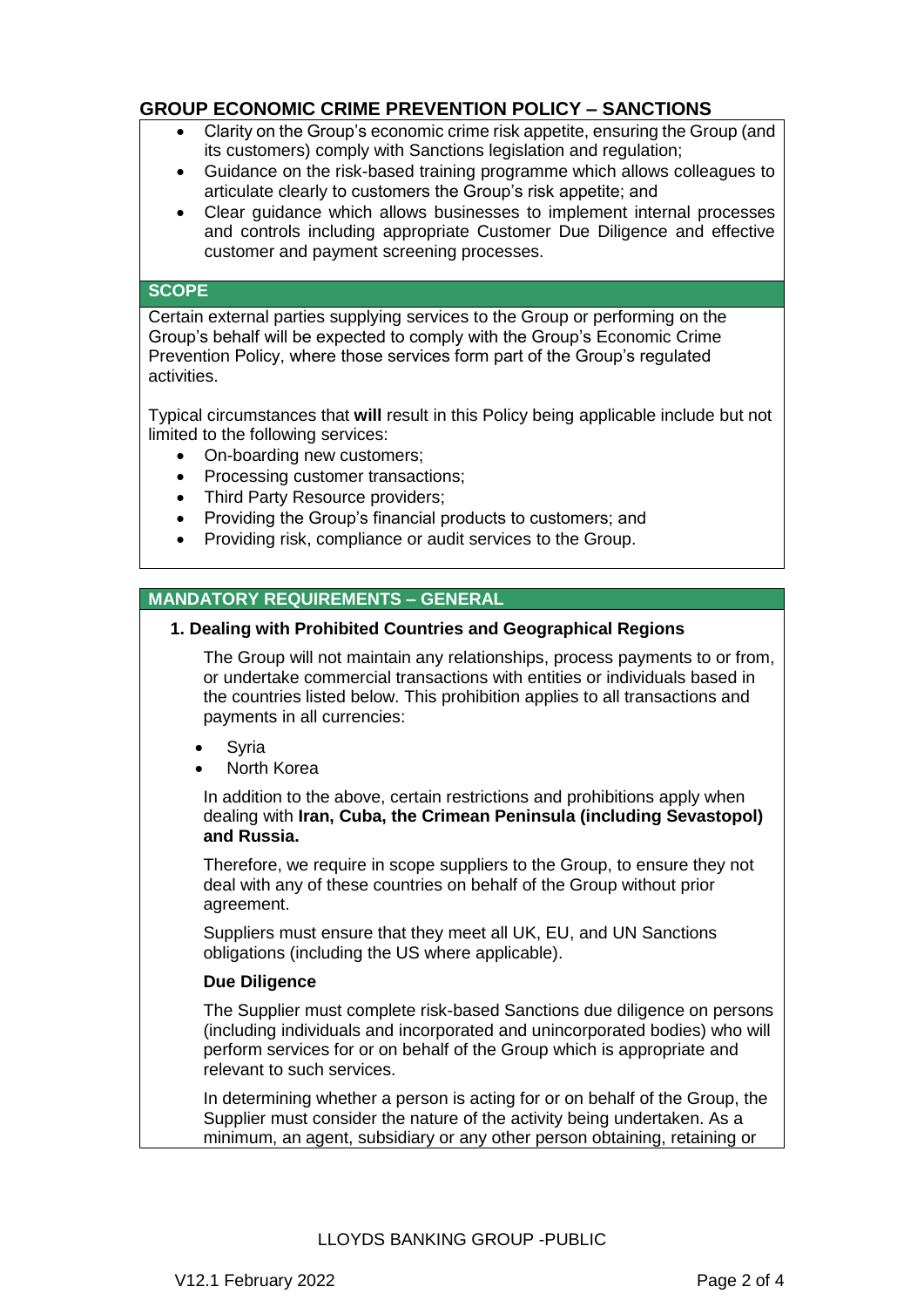# GROUP ECONOMIC CRIME PREVENTION POLICY – SANCTIONS

- Clarity on the Group's economic crime risk appetite, ensuring the Group (and its customers) comply with Sanctions legislation and regulation;
- Guidance on the risk-based training programme which allows colleagues to articulate clearly to customers the Group's risk appetite; and
- Clear guidance which allows businesses to implement internal processes and controls including appropriate Customer Due Diligence and effective customer and payment screening processes.

## SCOPE

Certain external parties supplying services to the Group or performing on the Group's behalf will be expected to comply with the Group's Economic Crime Prevention Policy, where those services form part of the Group's regulated activities.

Typical circumstances that **will** result in this Policy being applicable include but not limited to the following services:

- On-boarding new customers;
- Processing customer transactions;
- Third Party Resource providers;
- Providing the Group's financial products to customers; and
- Providing risk, compliance or audit services to the Group.

## MANDATORY REQUIREMENTS – GENERAL

### 1. Dealing with Prohibited Countries and Geographical Regions

The Group will not maintain any relationships, process payments to or from, or undertake commercial transactions with entities or individuals based in the countries listed below. This prohibition applies to all transactions and payments in all currencies:

- Syria
- North Korea

In addition to the above, certain restrictions and prohibitions apply when dealing with **Iran, Cuba, the Crimean Peninsula (including Sevastopol) and Russia.**

Therefore, we require in scope suppliers to the Group, to ensure they not deal with any of these countries on behalf of the Group without prior agreement.

Suppliers must ensure that they meet all UK, EU, and UN Sanctions obligations (including the US where applicable).

**Due Diligence**

The Supplier must complete risk-based Sanctions due diligence on persons (including individuals and incorporated and unincorporated bodies) who will perform services for or on behalf of the Group which is appropriate and relevant to such services.

In determining whether a person is acting for or on behalf of the Group, the Supplier must consider the nature of the activity being undertaken. As a minimum, an agent, subsidiary or any other person obtaining, retaining or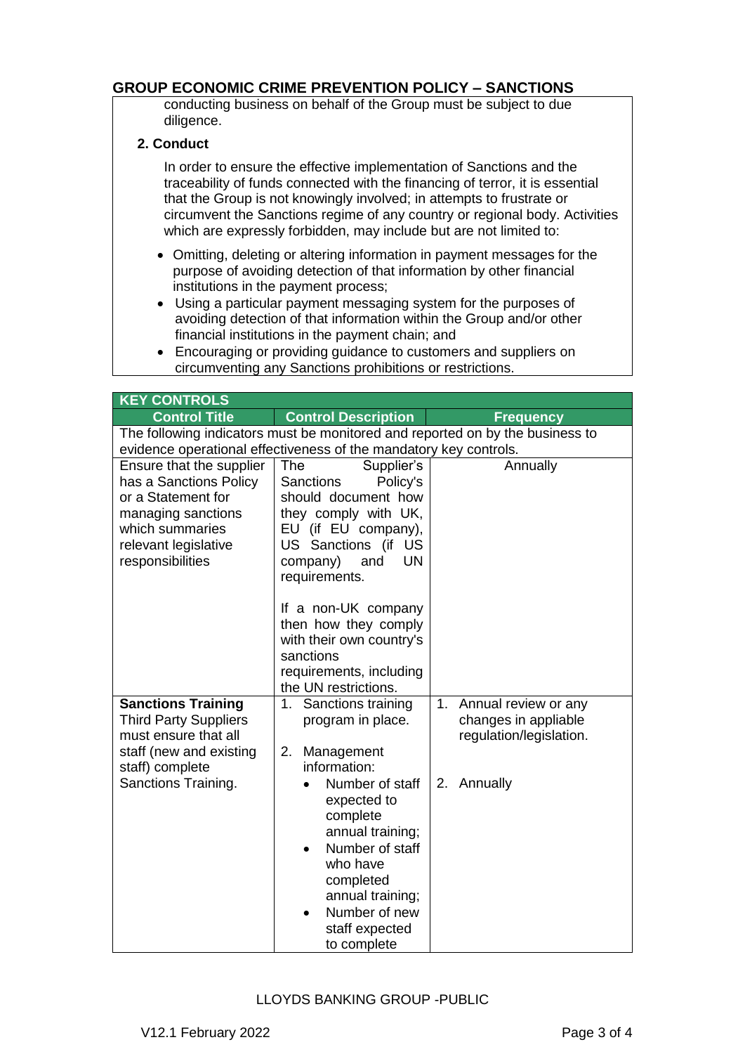conducting business on behalf of the Group must be subject to due diligence.

**2. Conduct**

In order to ensure the effective implementation of Sanctions and the traceability of funds connected with the financing of terror, it is essential that the Group is not knowingly involved; in attempts to frustrate or circumvent the Sanctions regime of any country or regional body. Activities which are expressly forbidden, may include but are not limited to:

- Omitting, deleting or altering information in payment messages for the purpose of avoiding detection of that information by other financial institutions in the payment process;
- Using a particular payment messaging system for the purposes of avoiding detection of that information within the Group and/or other financial institutions in the payment chain; and
- Encouraging or providing guidance to customers and suppliers on circumventing any Sanctions prohibitions or restrictions.

| KEY CONTROLS | | |
|---|---|---|
| **Control Title** | **Control Description** | **Frequency** |
| The following indicators must be monitored and reported on by the business to evidence operational effectiveness of the mandatory key controls. | | |
| Ensure that the supplier has a Sanctions Policy or a Statement for managing sanctions which summaries relevant legislative responsibilities | The Supplier's Sanctions Policy's should document how they comply with UK, EU (if EU company), US Sanctions (if US company) and UN requirements.<br><br>If a non-UK company then how they comply with their own country's sanctions requirements, including the UN restrictions. | Annually |
| **Sanctions Training**<br>Third Party Suppliers must ensure that all staff (new and existing staff) complete Sanctions Training. | 1. Sanctions training program in place.<br><br>2. Management information:<br>• Number of staff expected to complete annual training;<br>• Number of staff who have completed annual training;<br>• Number of new staff expected to complete | 1. Annual review or any changes in appliable regulation/legislation.<br><br>2. Annually |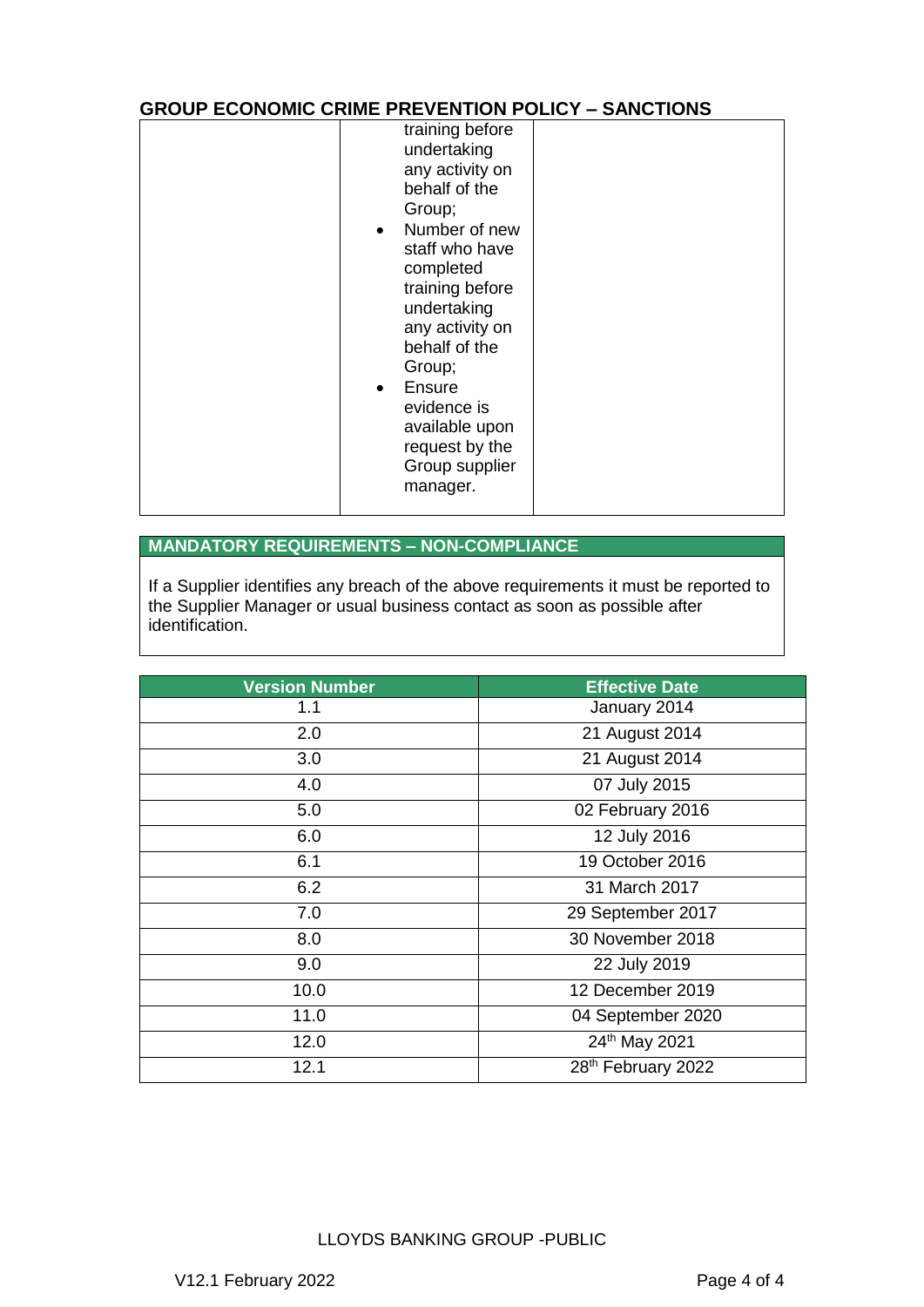| | | |
|---|---|---|
| | training before undertaking any activity on behalf of the Group;<br>• Number of new staff who have completed training before undertaking any activity on behalf of the Group;<br>• Ensure evidence is available upon request by the Group supplier manager. | |

## MANDATORY REQUIREMENTS – NON-COMPLIANCE

If a Supplier identifies any breach of the above requirements it must be reported to the Supplier Manager or usual business contact as soon as possible after identification.

| Version Number | Effective Date |
|---|---|
| 1.1 | January 2014 |
| 2.0 | 21 August 2014 |
| 3.0 | 21 August 2014 |
| 4.0 | 07 July 2015 |
| 5.0 | 02 February 2016 |
| 6.0 | 12 July 2016 |
| 6.1 | 19 October 2016 |
| 6.2 | 31 March 2017 |
| 7.0 | 29 September 2017 |
| 8.0 | 30 November 2018 |
| 9.0 | 22 July 2019 |
| 10.0 | 12 December 2019 |
| 11.0 | 04 September 2020 |
| 12.0 | 24th May 2021 |
| 12.1 | 28th February 2022 |

LLOYDS BANKING GROUP -PUBLIC